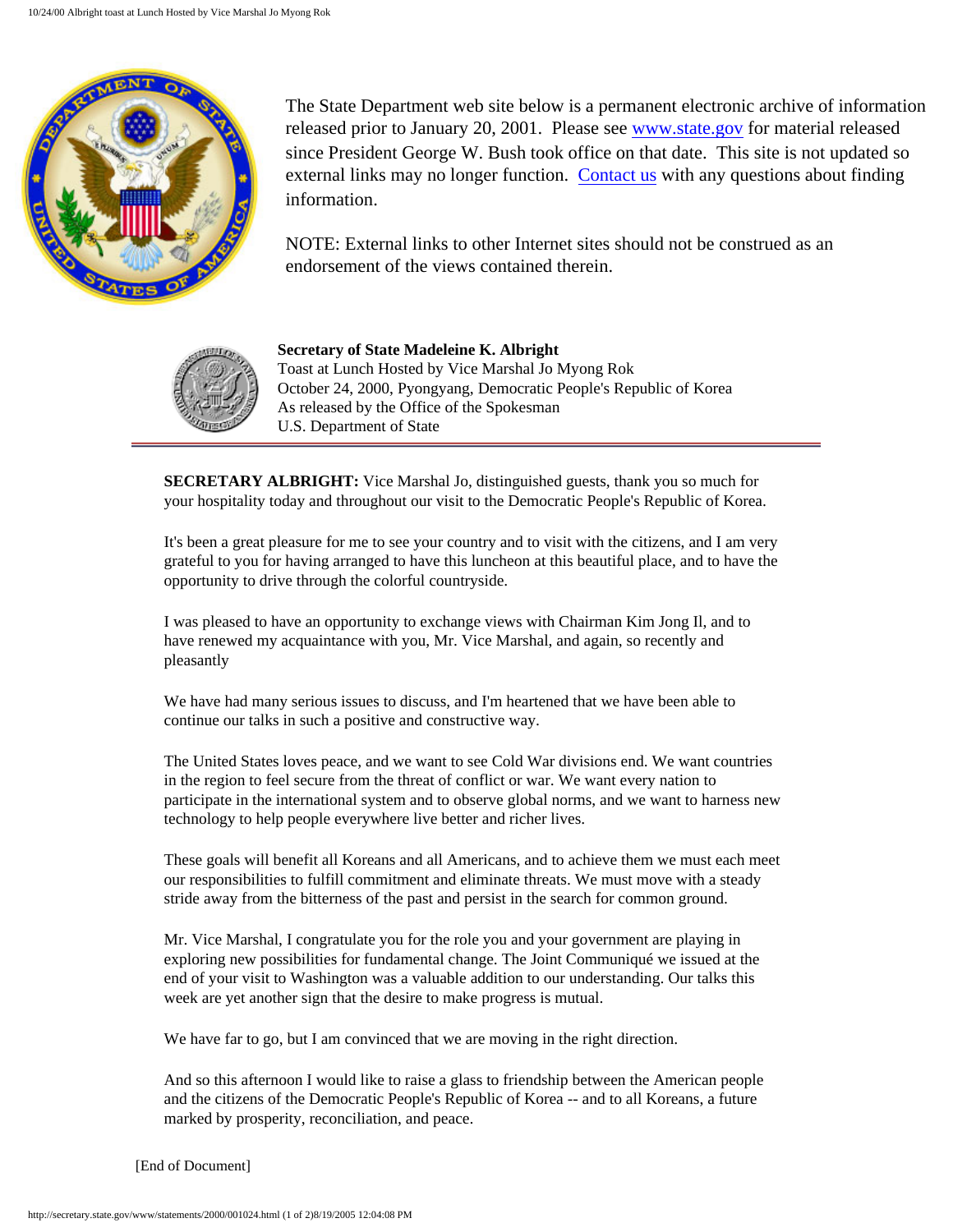The State Department web site below is a permanent electronic archive of information released prior to January 20, 2001. Please see www.state.gov for material released since President George W. Bush took office on that date. This site is not updated so external links may no longer function. Contact us with any questions about finding information.

NOTE: External links to other Internet sites should not be construed as an endorsement of the views contained therein.

**Secretary of State Madeleine K. Albright**
Toast at Lunch Hosted by Vice Marshal Jo Myong Rok
October 24, 2000, Pyongyang, Democratic People's Republic of Korea
As released by the Office of the Spokesman
U.S. Department of State

---

**SECRETARY ALBRIGHT:** Vice Marshal Jo, distinguished guests, thank you so much for your hospitality today and throughout our visit to the Democratic People's Republic of Korea.

It's been a great pleasure for me to see your country and to visit with the citizens, and I am very grateful to you for having arranged to have this luncheon at this beautiful place, and to have the opportunity to drive through the colorful countryside.

I was pleased to have an opportunity to exchange views with Chairman Kim Jong Il, and to have renewed my acquaintance with you, Mr. Vice Marshal, and again, so recently and pleasantly

We have had many serious issues to discuss, and I'm heartened that we have been able to continue our talks in such a positive and constructive way.

The United States loves peace, and we want to see Cold War divisions end. We want countries in the region to feel secure from the threat of conflict or war. We want every nation to participate in the international system and to observe global norms, and we want to harness new technology to help people everywhere live better and richer lives.

These goals will benefit all Koreans and all Americans, and to achieve them we must each meet our responsibilities to fulfill commitment and eliminate threats. We must move with a steady stride away from the bitterness of the past and persist in the search for common ground.

Mr. Vice Marshal, I congratulate you for the role you and your government are playing in exploring new possibilities for fundamental change. The Joint Communiqué we issued at the end of your visit to Washington was a valuable addition to our understanding. Our talks this week are yet another sign that the desire to make progress is mutual.

We have far to go, but I am convinced that we are moving in the right direction.

And so this afternoon I would like to raise a glass to friendship between the American people and the citizens of the Democratic People's Republic of Korea -- and to all Koreans, a future marked by prosperity, reconciliation, and peace.

[End of Document]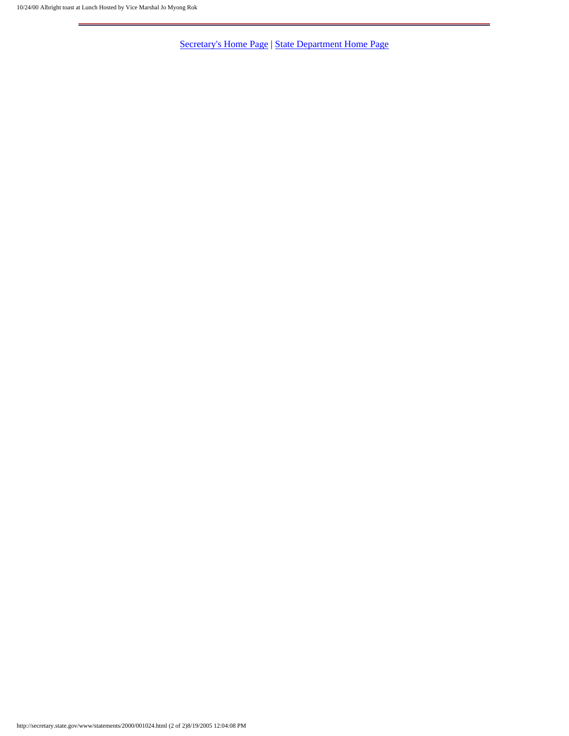---

[Secretary's Home Page](#) | [State Department Home Page](#)